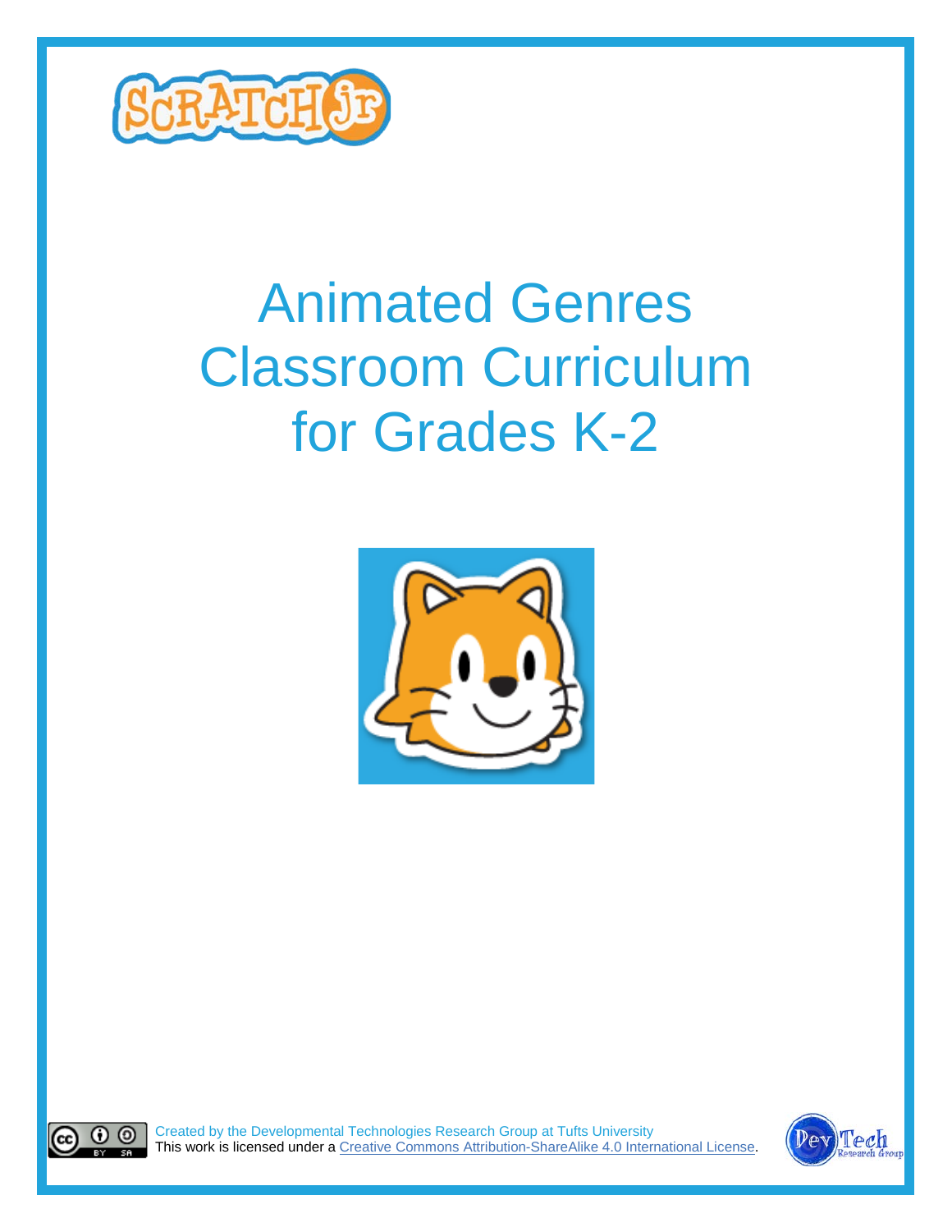# Animated Genres Classroom Curriculum for Grades K-2

Created by the Developmental Technologies Research Group at Tufts University
This work is licensed under a Creative Commons Attribution-ShareAlike 4.0 International License.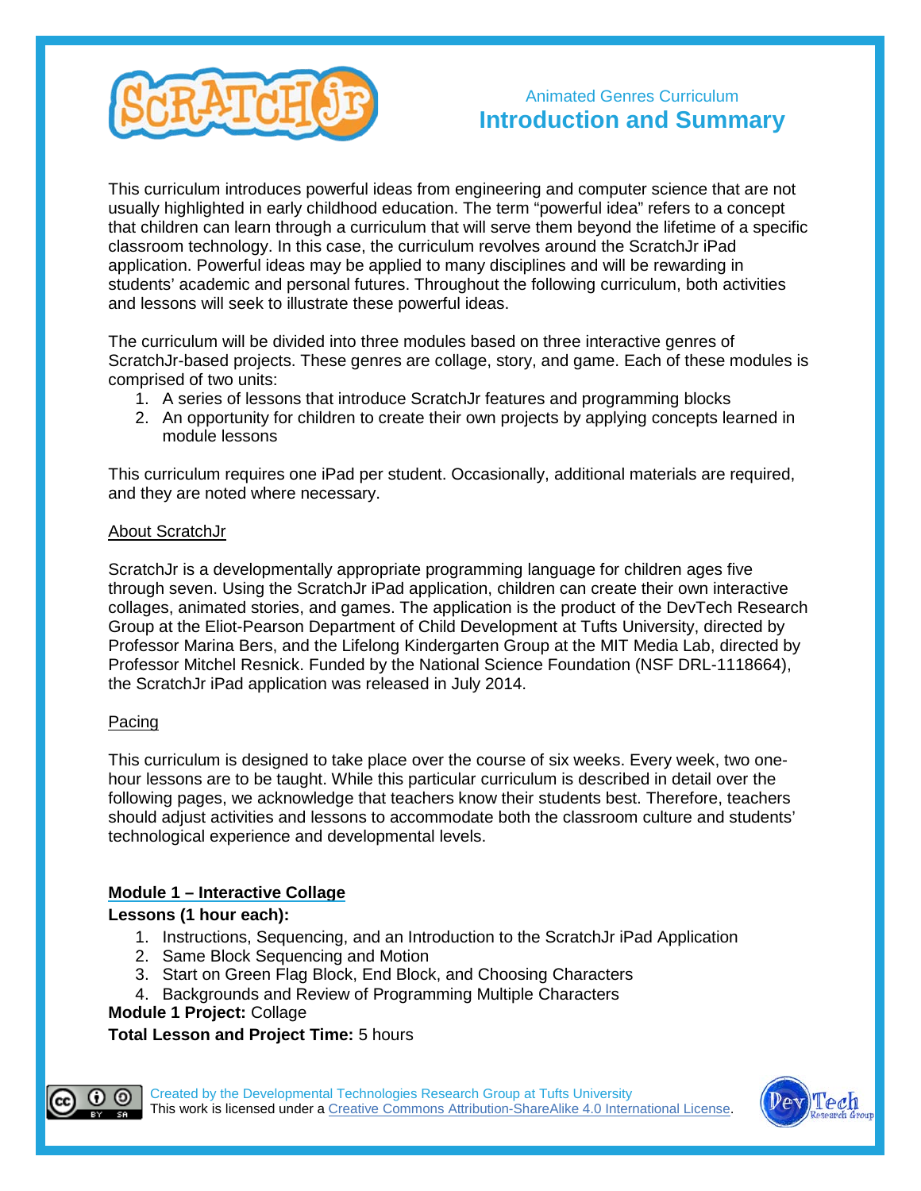Animated Genres Curriculum

# Introduction and Summary

This curriculum introduces powerful ideas from engineering and computer science that are not usually highlighted in early childhood education. The term "powerful idea" refers to a concept that children can learn through a curriculum that will serve them beyond the lifetime of a specific classroom technology. In this case, the curriculum revolves around the ScratchJr iPad application. Powerful ideas may be applied to many disciplines and will be rewarding in students' academic and personal futures. Throughout the following curriculum, both activities and lessons will seek to illustrate these powerful ideas.

The curriculum will be divided into three modules based on three interactive genres of ScratchJr-based projects. These genres are collage, story, and game. Each of these modules is comprised of two units:

1. A series of lessons that introduce ScratchJr features and programming blocks
2. An opportunity for children to create their own projects by applying concepts learned in module lessons

This curriculum requires one iPad per student. Occasionally, additional materials are required, and they are noted where necessary.

## About ScratchJr

ScratchJr is a developmentally appropriate programming language for children ages five through seven. Using the ScratchJr iPad application, children can create their own interactive collages, animated stories, and games. The application is the product of the DevTech Research Group at the Eliot-Pearson Department of Child Development at Tufts University, directed by Professor Marina Bers, and the Lifelong Kindergarten Group at the MIT Media Lab, directed by Professor Mitchel Resnick. Funded by the National Science Foundation (NSF DRL-1118664), the ScratchJr iPad application was released in July 2014.

## Pacing

This curriculum is designed to take place over the course of six weeks. Every week, two one-hour lessons are to be taught. While this particular curriculum is described in detail over the following pages, we acknowledge that teachers know their students best. Therefore, teachers should adjust activities and lessons to accommodate both the classroom culture and students' technological experience and developmental levels.

## Module 1 – Interactive Collage

**Lessons (1 hour each):**

1. Instructions, Sequencing, and an Introduction to the ScratchJr iPad Application
2. Same Block Sequencing and Motion
3. Start on Green Flag Block, End Block, and Choosing Characters
4. Backgrounds and Review of Programming Multiple Characters

**Module 1 Project:** Collage

**Total Lesson and Project Time:** 5 hours

Created by the Developmental Technologies Research Group at Tufts University
This work is licensed under a Creative Commons Attribution-ShareAlike 4.0 International License.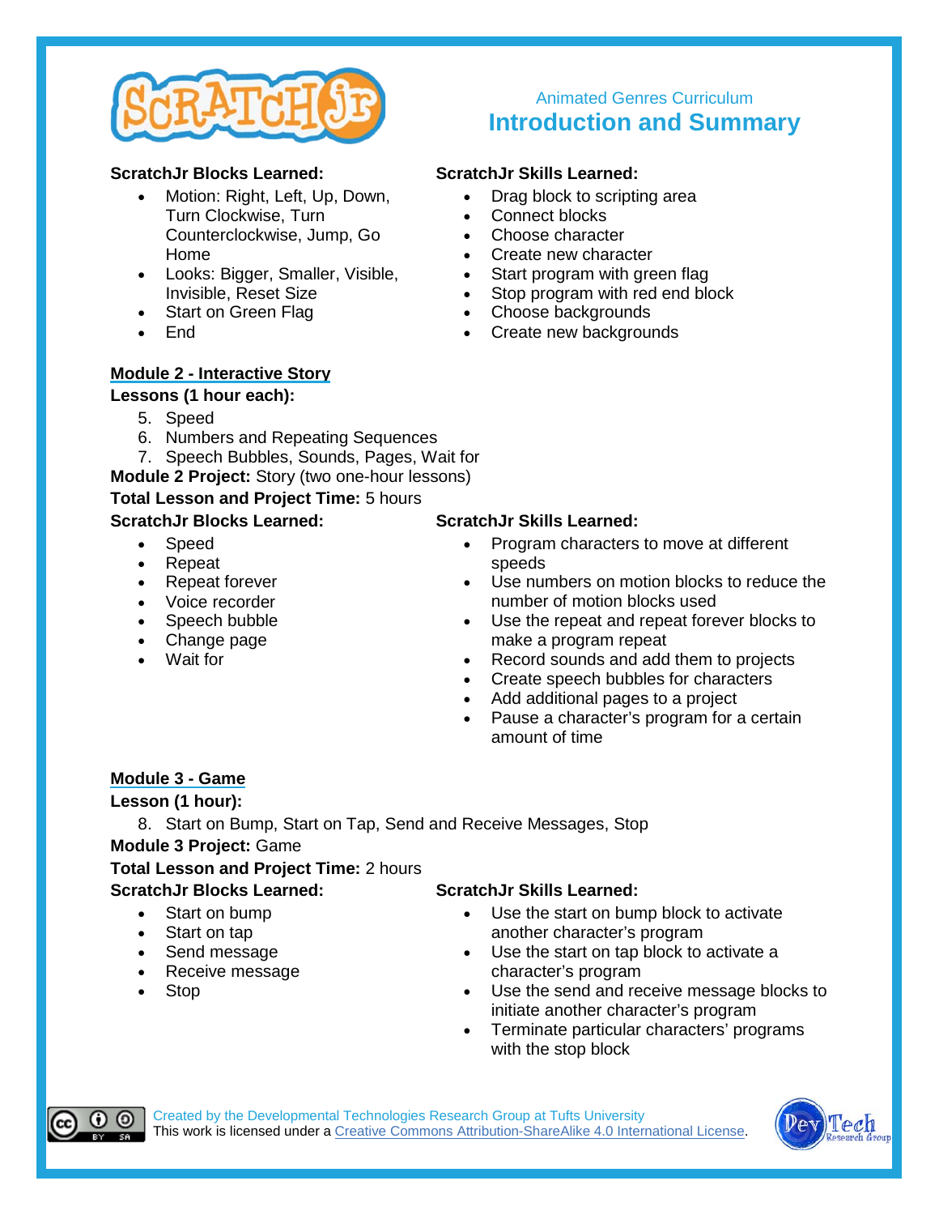Animated Genres Curriculum

# Introduction and Summary

**ScratchJr Blocks Learned:**

- Motion: Right, Left, Up, Down, Turn Clockwise, Turn Counterclockwise, Jump, Go Home
- Looks: Bigger, Smaller, Visible, Invisible, Reset Size
- Start on Green Flag
- End

**ScratchJr Skills Learned:**

- Drag block to scripting area
- Connect blocks
- Choose character
- Create new character
- Start program with green flag
- Stop program with red end block
- Choose backgrounds
- Create new backgrounds

## Module 2 - Interactive Story

**Lessons (1 hour each):**

5. Speed
6. Numbers and Repeating Sequences
7. Speech Bubbles, Sounds, Pages, Wait for

**Module 2 Project:** Story (two one-hour lessons)

**Total Lesson and Project Time:** 5 hours

**ScratchJr Blocks Learned:**

- Speed
- Repeat
- Repeat forever
- Voice recorder
- Speech bubble
- Change page
- Wait for

**ScratchJr Skills Learned:**

- Program characters to move at different speeds
- Use numbers on motion blocks to reduce the number of motion blocks used
- Use the repeat and repeat forever blocks to make a program repeat
- Record sounds and add them to projects
- Create speech bubbles for characters
- Add additional pages to a project
- Pause a character's program for a certain amount of time

## Module 3 - Game

**Lesson (1 hour):**

8. Start on Bump, Start on Tap, Send and Receive Messages, Stop

**Module 3 Project:** Game

**Total Lesson and Project Time:** 2 hours

**ScratchJr Blocks Learned:**

- Start on bump
- Start on tap
- Send message
- Receive message
- Stop

**ScratchJr Skills Learned:**

- Use the start on bump block to activate another character's program
- Use the start on tap block to activate a character's program
- Use the send and receive message blocks to initiate another character's program
- Terminate particular characters' programs with the stop block

Created by the Developmental Technologies Research Group at Tufts University
This work is licensed under a Creative Commons Attribution-ShareAlike 4.0 International License.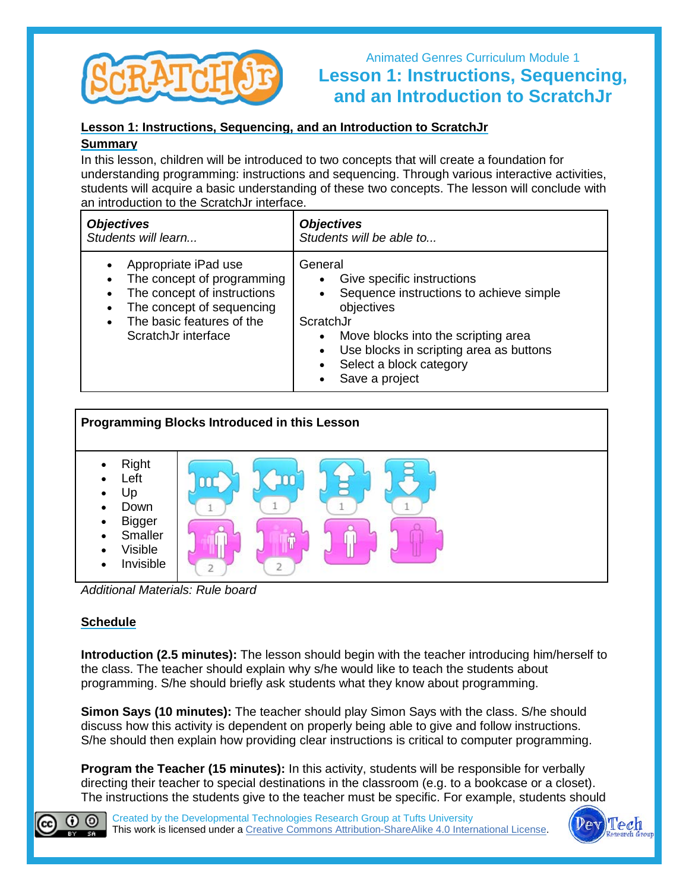Animated Genres Curriculum Module 1

# Lesson 1: Instructions, Sequencing, and an Introduction to ScratchJr

## Lesson 1: Instructions, Sequencing, and an Introduction to ScratchJr

### Summary

In this lesson, children will be introduced to two concepts that will create a foundation for understanding programming: instructions and sequencing. Through various interactive activities, students will acquire a basic understanding of these two concepts. The lesson will conclude with an introduction to the ScratchJr interface.

| ***Objectives*** *Students will learn...* | ***Objectives*** *Students will be able to...* |
|---|---|
| • Appropriate iPad use<br>• The concept of programming<br>• The concept of instructions<br>• The concept of sequencing<br>• The basic features of the ScratchJr interface | General<br>• Give specific instructions<br>• Sequence instructions to achieve simple objectives<br>ScratchJr<br>• Move blocks into the scripting area<br>• Use blocks in scripting area as buttons<br>• Select a block category<br>• Save a project |

| **Programming Blocks Introduced in this Lesson** |
|---|
| • Right<br>• Left<br>• Up<br>• Down<br>• Bigger<br>• Smaller<br>• Visible<br>• Invisible |

*Additional Materials: Rule board*

### Schedule

**Introduction (2.5 minutes):** The lesson should begin with the teacher introducing him/herself to the class. The teacher should explain why s/he would like to teach the students about programming. S/he should briefly ask students what they know about programming.

**Simon Says (10 minutes):** The teacher should play Simon Says with the class. S/he should discuss how this activity is dependent on properly being able to give and follow instructions. S/he should then explain how providing clear instructions is critical to computer programming.

**Program the Teacher (15 minutes):** In this activity, students will be responsible for verbally directing their teacher to special destinations in the classroom (e.g. to a bookcase or a closet). The instructions the students give to the teacher must be specific. For example, students should

Created by the Developmental Technologies Research Group at Tufts University
This work is licensed under a Creative Commons Attribution-ShareAlike 4.0 International License.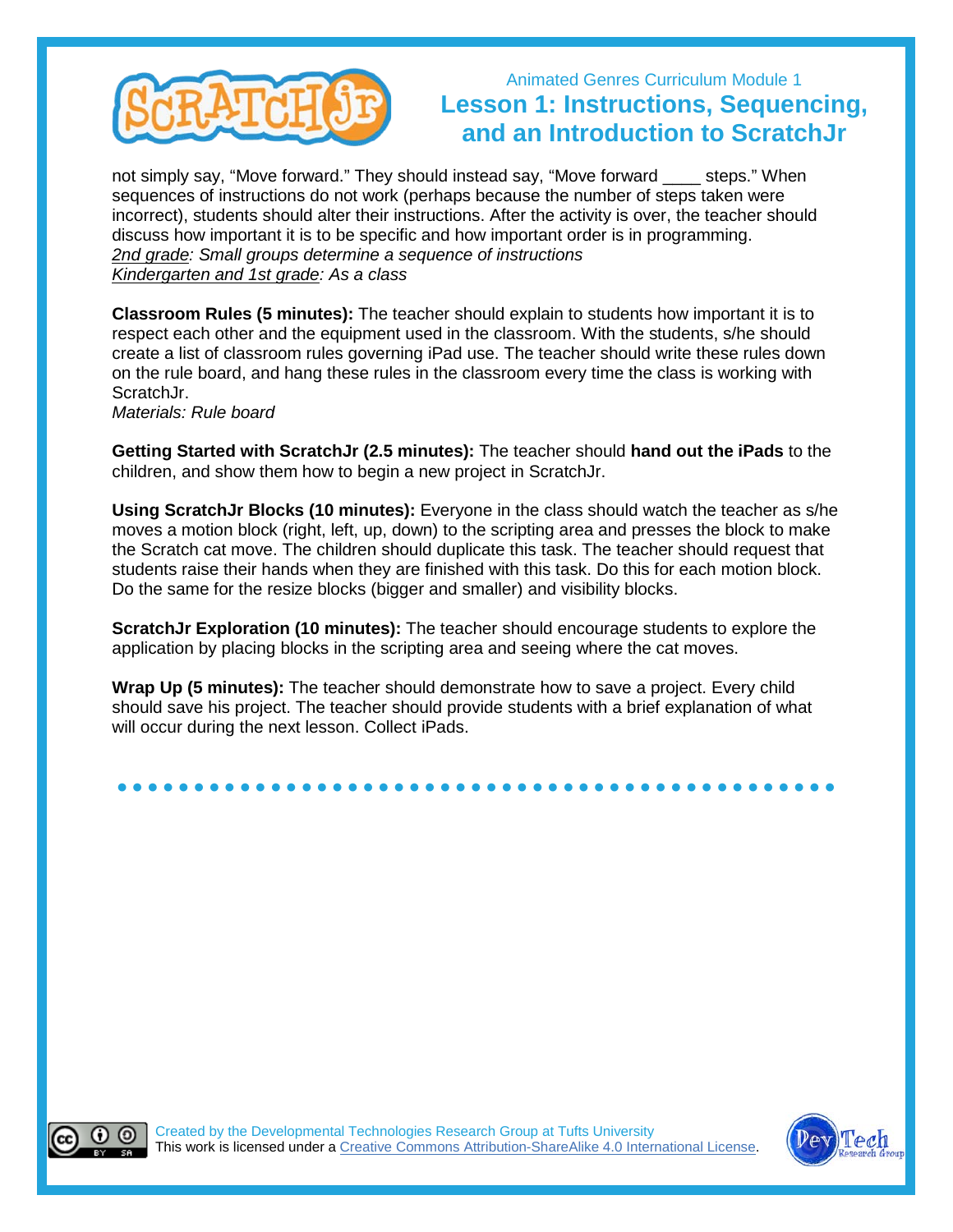not simply say, "Move forward." They should instead say, "Move forward ____ steps." When sequences of instructions do not work (perhaps because the number of steps taken were incorrect), students should alter their instructions. After the activity is over, the teacher should discuss how important it is to be specific and how important order is in programming.
*2nd grade: Small groups determine a sequence of instructions*
*Kindergarten and 1st grade: As a class*

**Classroom Rules (5 minutes):** The teacher should explain to students how important it is to respect each other and the equipment used in the classroom. With the students, s/he should create a list of classroom rules governing iPad use. The teacher should write these rules down on the rule board, and hang these rules in the classroom every time the class is working with ScratchJr.
*Materials: Rule board*

**Getting Started with ScratchJr (2.5 minutes):** The teacher should **hand out the iPads** to the children, and show them how to begin a new project in ScratchJr.

**Using ScratchJr Blocks (10 minutes):** Everyone in the class should watch the teacher as s/he moves a motion block (right, left, up, down) to the scripting area and presses the block to make the Scratch cat move. The children should duplicate this task. The teacher should request that students raise their hands when they are finished with this task. Do this for each motion block. Do the same for the resize blocks (bigger and smaller) and visibility blocks.

**ScratchJr Exploration (10 minutes):** The teacher should encourage students to explore the application by placing blocks in the scripting area and seeing where the cat moves.

**Wrap Up (5 minutes):** The teacher should demonstrate how to save a project. Every child should save his project. The teacher should provide students with a brief explanation of what will occur during the next lesson. Collect iPads.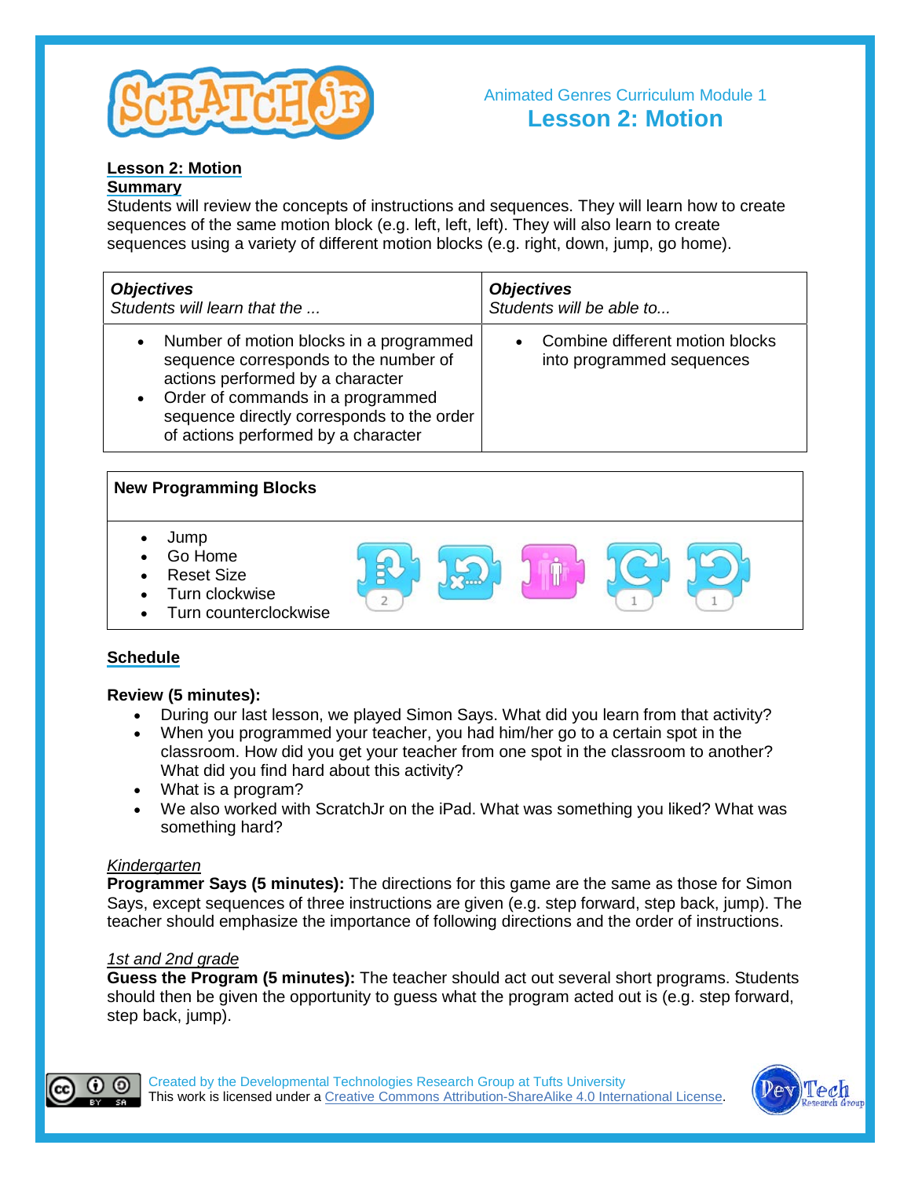Animated Genres Curriculum Module 1

# Lesson 2: Motion

**Lesson 2: Motion**

**Summary**

Students will review the concepts of instructions and sequences. They will learn how to create sequences of the same motion block (e.g. left, left, left). They will also learn to create sequences using a variety of different motion blocks (e.g. right, down, jump, go home).

| ***Objectives*** *Students will learn that the ...* | ***Objectives*** *Students will be able to...* |
|---|---|
| • Number of motion blocks in a programmed sequence corresponds to the number of actions performed by a character<br>• Order of commands in a programmed sequence directly corresponds to the order of actions performed by a character | • Combine different motion blocks into programmed sequences |

| **New Programming Blocks** |
|---|
| • Jump<br>• Go Home<br>• Reset Size<br>• Turn clockwise<br>• Turn counterclockwise |

## Schedule

**Review (5 minutes):**

- During our last lesson, we played Simon Says. What did you learn from that activity?
- When you programmed your teacher, you had him/her go to a certain spot in the classroom. How did you get your teacher from one spot in the classroom to another? What did you find hard about this activity?
- What is a program?
- We also worked with ScratchJr on the iPad. What was something you liked? What was something hard?

*Kindergarten*

**Programmer Says (5 minutes):** The directions for this game are the same as those for Simon Says, except sequences of three instructions are given (e.g. step forward, step back, jump). The teacher should emphasize the importance of following directions and the order of instructions.

*1st and 2nd grade*

**Guess the Program (5 minutes):** The teacher should act out several short programs. Students should then be given the opportunity to guess what the program acted out is (e.g. step forward, step back, jump).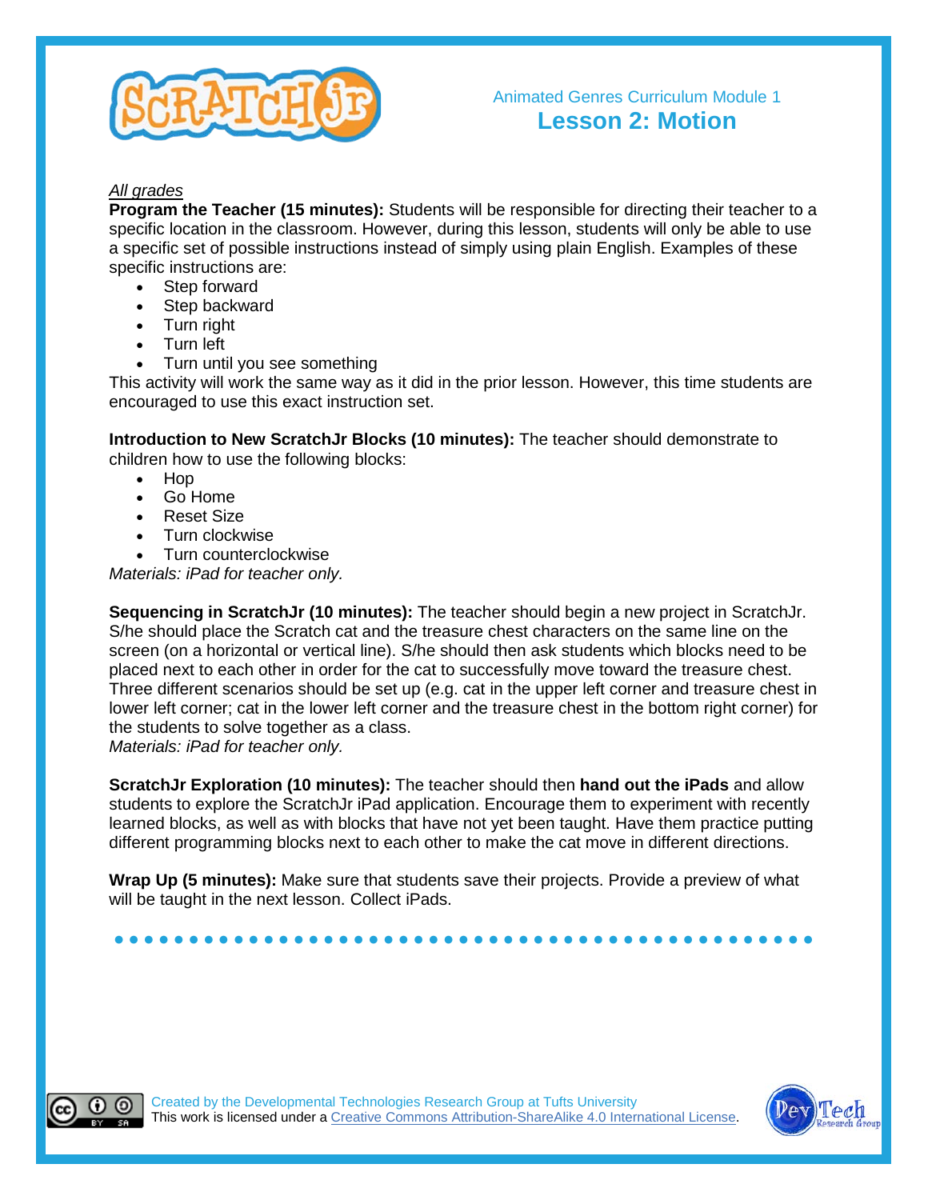Animated Genres Curriculum Module 1

# Lesson 2: Motion

*All grades*

**Program the Teacher (15 minutes):** Students will be responsible for directing their teacher to a specific location in the classroom. However, during this lesson, students will only be able to use a specific set of possible instructions instead of simply using plain English. Examples of these specific instructions are:

- Step forward
- Step backward
- Turn right
- Turn left
- Turn until you see something

This activity will work the same way as it did in the prior lesson. However, this time students are encouraged to use this exact instruction set.

**Introduction to New ScratchJr Blocks (10 minutes):** The teacher should demonstrate to children how to use the following blocks:

- Hop
- Go Home
- Reset Size
- Turn clockwise
- Turn counterclockwise

*Materials: iPad for teacher only.*

**Sequencing in ScratchJr (10 minutes):** The teacher should begin a new project in ScratchJr. S/he should place the Scratch cat and the treasure chest characters on the same line on the screen (on a horizontal or vertical line). S/he should then ask students which blocks need to be placed next to each other in order for the cat to successfully move toward the treasure chest. Three different scenarios should be set up (e.g. cat in the upper left corner and treasure chest in lower left corner; cat in the lower left corner and the treasure chest in the bottom right corner) for the students to solve together as a class.
*Materials: iPad for teacher only.*

**ScratchJr Exploration (10 minutes):** The teacher should then **hand out the iPads** and allow students to explore the ScratchJr iPad application. Encourage them to experiment with recently learned blocks, as well as with blocks that have not yet been taught. Have them practice putting different programming blocks next to each other to make the cat move in different directions.

**Wrap Up (5 minutes):** Make sure that students save their projects. Provide a preview of what will be taught in the next lesson. Collect iPads.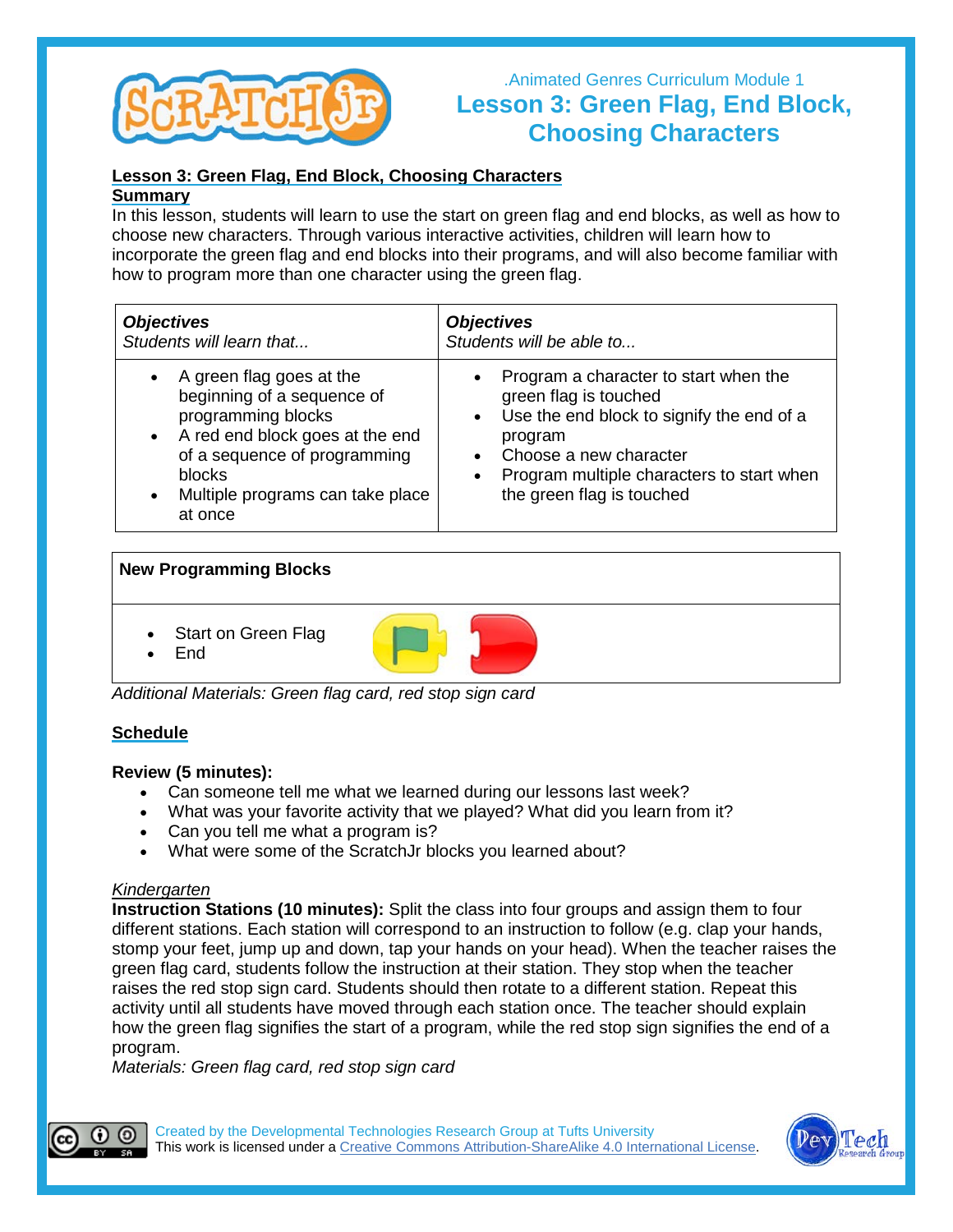.Animated Genres Curriculum Module 1

# Lesson 3: Green Flag, End Block, Choosing Characters

## Lesson 3: Green Flag, End Block, Choosing Characters

### Summary

In this lesson, students will learn to use the start on green flag and end blocks, as well as how to choose new characters. Through various interactive activities, children will learn how to incorporate the green flag and end blocks into their programs, and will also become familiar with how to program more than one character using the green flag.

| ***Objectives*** *Students will learn that...* | ***Objectives*** *Students will be able to...* |
|---|---|
| • A green flag goes at the beginning of a sequence of programming blocks<br>• A red end block goes at the end of a sequence of programming blocks<br>• Multiple programs can take place at once | • Program a character to start when the green flag is touched<br>• Use the end block to signify the end of a program<br>• Choose a new character<br>• Program multiple characters to start when the green flag is touched |

| **New Programming Blocks** |
|---|
| • Start on Green Flag<br>• End |

*Additional Materials: Green flag card, red stop sign card*

### Schedule

**Review (5 minutes):**

- Can someone tell me what we learned during our lessons last week?
- What was your favorite activity that we played? What did you learn from it?
- Can you tell me what a program is?
- What were some of the ScratchJr blocks you learned about?

*Kindergarten*

**Instruction Stations (10 minutes):** Split the class into four groups and assign them to four different stations. Each station will correspond to an instruction to follow (e.g. clap your hands, stomp your feet, jump up and down, tap your hands on your head). When the teacher raises the green flag card, students follow the instruction at their station. They stop when the teacher raises the red stop sign card. Students should then rotate to a different station. Repeat this activity until all students have moved through each station once. The teacher should explain how the green flag signifies the start of a program, while the red stop sign signifies the end of a program.

*Materials: Green flag card, red stop sign card*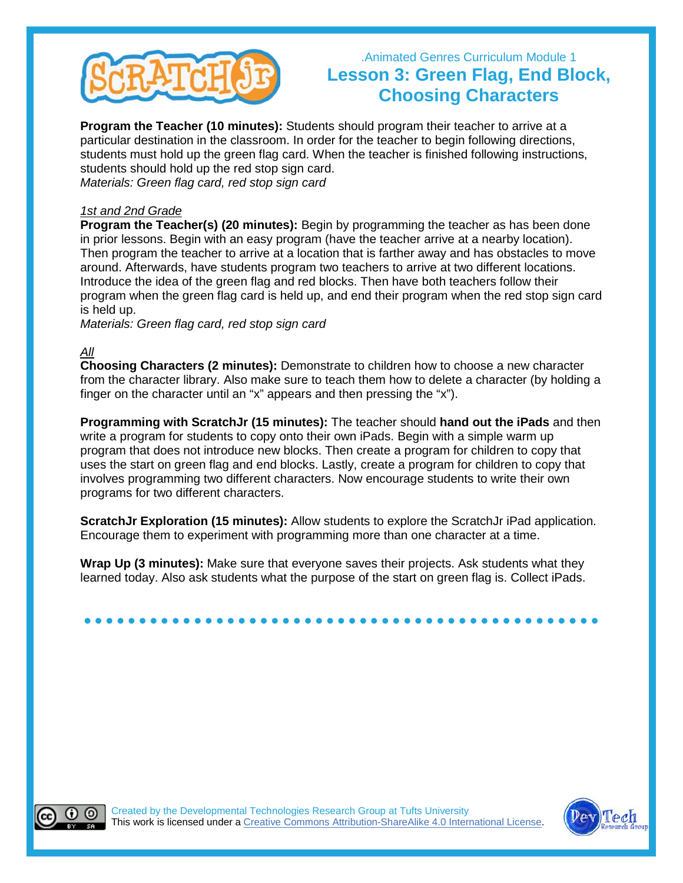.Animated Genres Curriculum Module 1

# Lesson 3: Green Flag, End Block, Choosing Characters

**Program the Teacher (10 minutes):** Students should program their teacher to arrive at a particular destination in the classroom. In order for the teacher to begin following directions, students must hold up the green flag card. When the teacher is finished following instructions, students should hold up the red stop sign card.
*Materials: Green flag card, red stop sign card*

<u>*1st and 2nd Grade*</u>
**Program the Teacher(s) (20 minutes):** Begin by programming the teacher as has been done in prior lessons. Begin with an easy program (have the teacher arrive at a nearby location). Then program the teacher to arrive at a location that is farther away and has obstacles to move around. Afterwards, have students program two teachers to arrive at two different locations. Introduce the idea of the green flag and red blocks. Then have both teachers follow their program when the green flag card is held up, and end their program when the red stop sign card is held up.
*Materials: Green flag card, red stop sign card*

<u>*All*</u>
**Choosing Characters (2 minutes):** Demonstrate to children how to choose a new character from the character library. Also make sure to teach them how to delete a character (by holding a finger on the character until an "x" appears and then pressing the "x").

**Programming with ScratchJr (15 minutes):** The teacher should **hand out the iPads** and then write a program for students to copy onto their own iPads. Begin with a simple warm up program that does not introduce new blocks. Then create a program for children to copy that uses the start on green flag and end blocks. Lastly, create a program for children to copy that involves programming two different characters. Now encourage students to write their own programs for two different characters.

**ScratchJr Exploration (15 minutes):** Allow students to explore the ScratchJr iPad application. Encourage them to experiment with programming more than one character at a time.

**Wrap Up (3 minutes):** Make sure that everyone saves their projects. Ask students what they learned today. Also ask students what the purpose of the start on green flag is. Collect iPads.

Created by the Developmental Technologies Research Group at Tufts University
This work is licensed under a Creative Commons Attribution-ShareAlike 4.0 International License.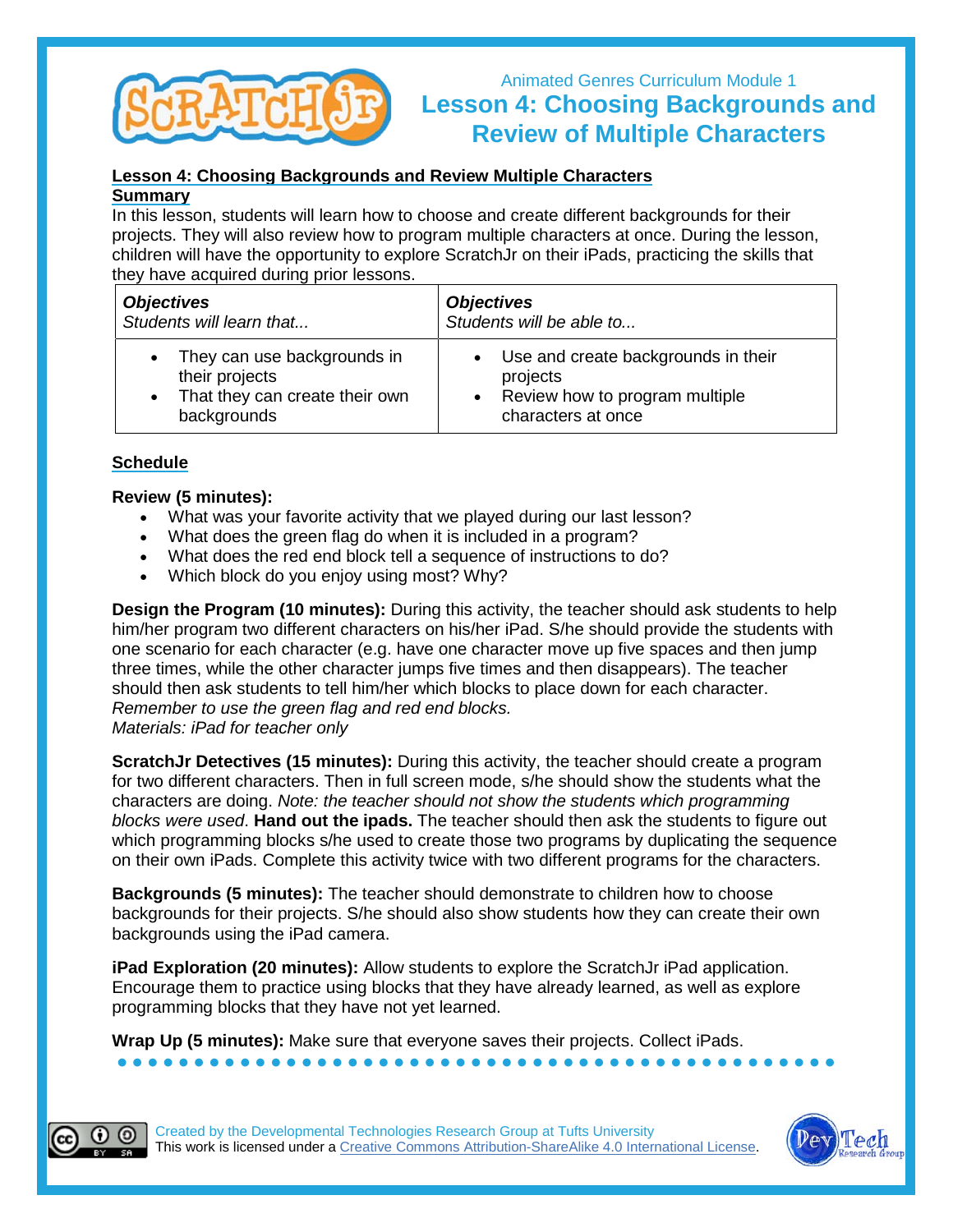Animated Genres Curriculum Module 1

# Lesson 4: Choosing Backgrounds and Review of Multiple Characters

## Lesson 4: Choosing Backgrounds and Review Multiple Characters

### Summary

In this lesson, students will learn how to choose and create different backgrounds for their projects. They will also review how to program multiple characters at once. During the lesson, children will have the opportunity to explore ScratchJr on their iPads, practicing the skills that they have acquired during prior lessons.

| ***Objectives***<br>*Students will learn that...* | ***Objectives***<br>*Students will be able to...* |
|---|---|
| • They can use backgrounds in their projects<br>• That they can create their own backgrounds | • Use and create backgrounds in their projects<br>• Review how to program multiple characters at once |

### Schedule

**Review (5 minutes):**

- What was your favorite activity that we played during our last lesson?
- What does the green flag do when it is included in a program?
- What does the red end block tell a sequence of instructions to do?
- Which block do you enjoy using most? Why?

**Design the Program (10 minutes):** During this activity, the teacher should ask students to help him/her program two different characters on his/her iPad. S/he should provide the students with one scenario for each character (e.g. have one character move up five spaces and then jump three times, while the other character jumps five times and then disappears). The teacher should then ask students to tell him/her which blocks to place down for each character. *Remember to use the green flag and red end blocks.*
*Materials: iPad for teacher only*

**ScratchJr Detectives (15 minutes):** During this activity, the teacher should create a program for two different characters. Then in full screen mode, s/he should show the students what the characters are doing. *Note: the teacher should not show the students which programming blocks were used*. **Hand out the ipads.** The teacher should then ask the students to figure out which programming blocks s/he used to create those two programs by duplicating the sequence on their own iPads. Complete this activity twice with two different programs for the characters.

**Backgrounds (5 minutes):** The teacher should demonstrate to children how to choose backgrounds for their projects. S/he should also show students how they can create their own backgrounds using the iPad camera.

**iPad Exploration (20 minutes):** Allow students to explore the ScratchJr iPad application. Encourage them to practice using blocks that they have already learned, as well as explore programming blocks that they have not yet learned.

**Wrap Up (5 minutes):** Make sure that everyone saves their projects. Collect iPads.

Created by the Developmental Technologies Research Group at Tufts University
This work is licensed under a Creative Commons Attribution-ShareAlike 4.0 International License.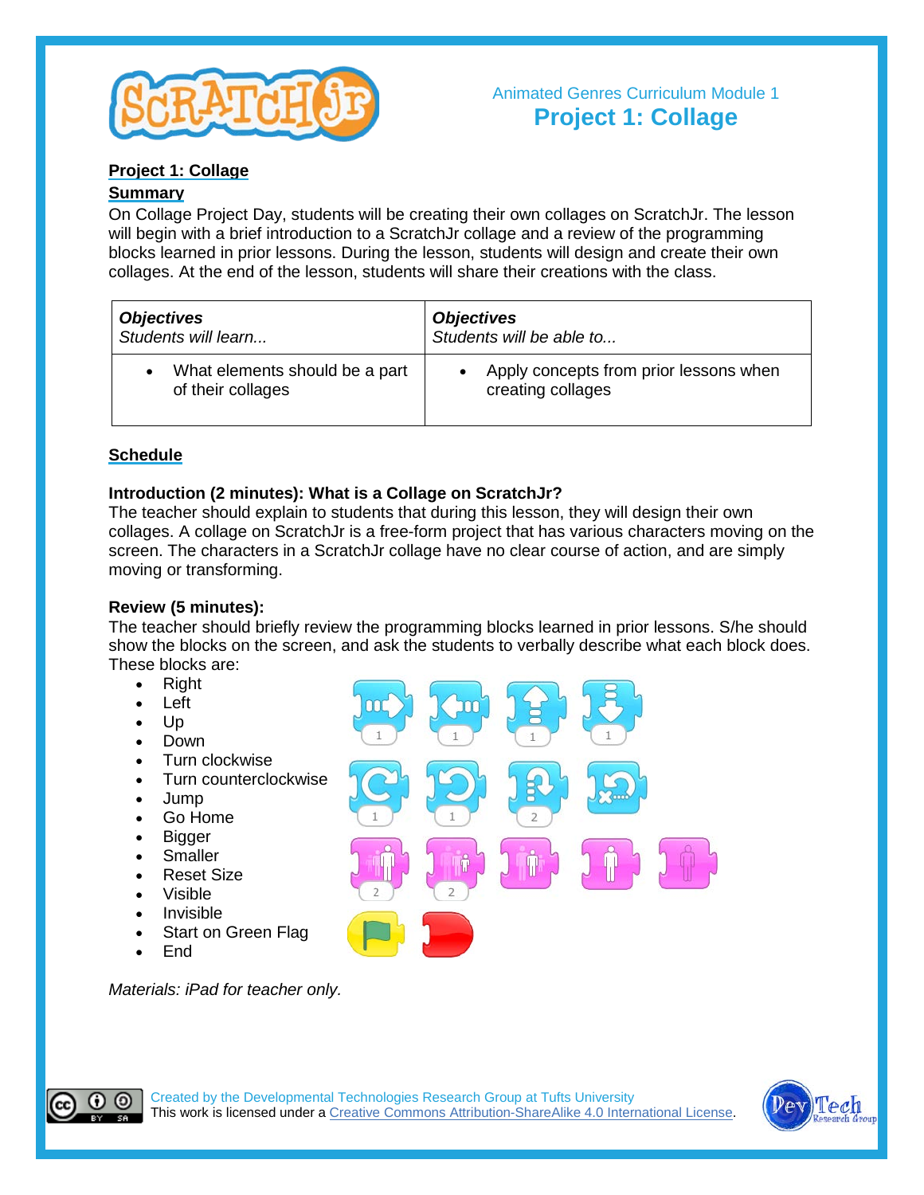Animated Genres Curriculum Module 1

# Project 1: Collage

## Project 1: Collage

### Summary

On Collage Project Day, students will be creating their own collages on ScratchJr. The lesson will begin with a brief introduction to a ScratchJr collage and a review of the programming blocks learned in prior lessons. During the lesson, students will design and create their own collages. At the end of the lesson, students will share their creations with the class.

| ***Objectives*** *Students will learn...* | ***Objectives*** *Students will be able to...* |
|---|---|
| • What elements should be a part of their collages | • Apply concepts from prior lessons when creating collages |

### Schedule

**Introduction (2 minutes): What is a Collage on ScratchJr?**
The teacher should explain to students that during this lesson, they will design their own collages. A collage on ScratchJr is a free-form project that has various characters moving on the screen. The characters in a ScratchJr collage have no clear course of action, and are simply moving or transforming.

**Review (5 minutes):**
The teacher should briefly review the programming blocks learned in prior lessons. S/he should show the blocks on the screen, and ask the students to verbally describe what each block does. These blocks are:

- Right
- Left
- Up
- Down
- Turn clockwise
- Turn counterclockwise
- Jump
- Go Home
- Bigger
- Smaller
- Reset Size
- Visible
- Invisible
- Start on Green Flag
- End

*Materials: iPad for teacher only.*

Created by the Developmental Technologies Research Group at Tufts University
This work is licensed under a Creative Commons Attribution-ShareAlike 4.0 International License.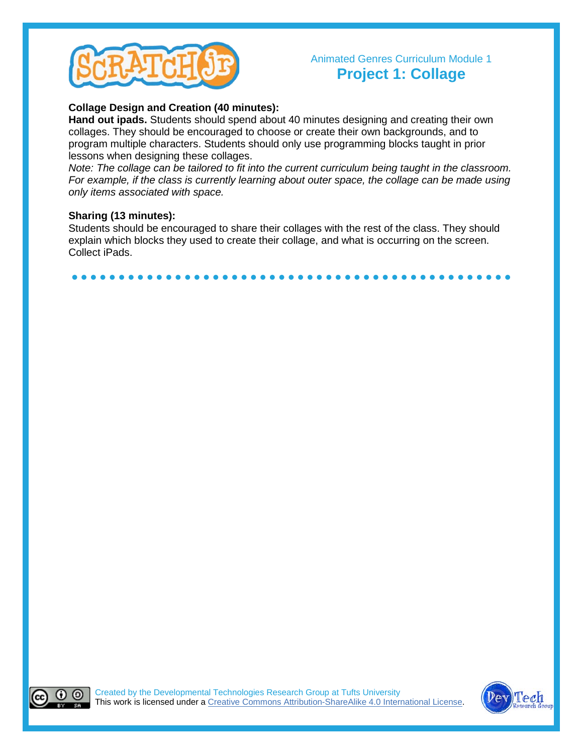**Collage Design and Creation (40 minutes):**
**Hand out ipads.** Students should spend about 40 minutes designing and creating their own collages. They should be encouraged to choose or create their own backgrounds, and to program multiple characters. Students should only use programming blocks taught in prior lessons when designing these collages.
*Note: The collage can be tailored to fit into the current curriculum being taught in the classroom. For example, if the class is currently learning about outer space, the collage can be made using only items associated with space.*

**Sharing (13 minutes):**
Students should be encouraged to share their collages with the rest of the class. They should explain which blocks they used to create their collage, and what is occurring on the screen. Collect iPads.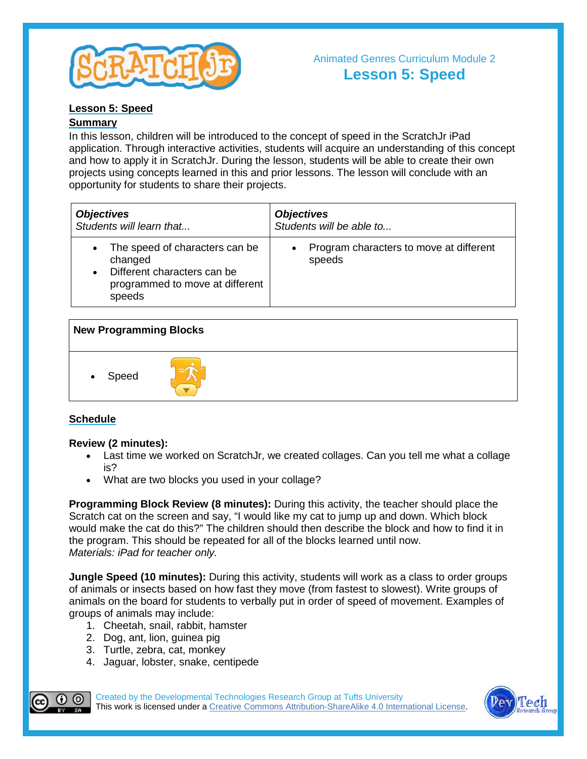Animated Genres Curriculum Module 2

# Lesson 5: Speed

**Lesson 5: Speed**

**Summary**

In this lesson, children will be introduced to the concept of speed in the ScratchJr iPad application. Through interactive activities, students will acquire an understanding of this concept and how to apply it in ScratchJr. During the lesson, students will be able to create their own projects using concepts learned in this and prior lessons. The lesson will conclude with an opportunity for students to share their projects.

| ***Objectives*** *Students will learn that...* | ***Objectives*** *Students will be able to...* |
|---|---|
| • The speed of characters can be changed <br> • Different characters can be programmed to move at different speeds | • Program characters to move at different speeds |

| **New Programming Blocks** |
|---|
| • Speed |

**Schedule**

**Review (2 minutes):**

- Last time we worked on ScratchJr, we created collages. Can you tell me what a collage is?
- What are two blocks you used in your collage?

**Programming Block Review (8 minutes):** During this activity, the teacher should place the Scratch cat on the screen and say, "I would like my cat to jump up and down. Which block would make the cat do this?" The children should then describe the block and how to find it in the program. This should be repeated for all of the blocks learned until now.
*Materials: iPad for teacher only.*

**Jungle Speed (10 minutes):** During this activity, students will work as a class to order groups of animals or insects based on how fast they move (from fastest to slowest). Write groups of animals on the board for students to verbally put in order of speed of movement. Examples of groups of animals may include:

1. Cheetah, snail, rabbit, hamster
2. Dog, ant, lion, guinea pig
3. Turtle, zebra, cat, monkey
4. Jaguar, lobster, snake, centipede

Created by the Developmental Technologies Research Group at Tufts University
This work is licensed under a Creative Commons Attribution-ShareAlike 4.0 International License.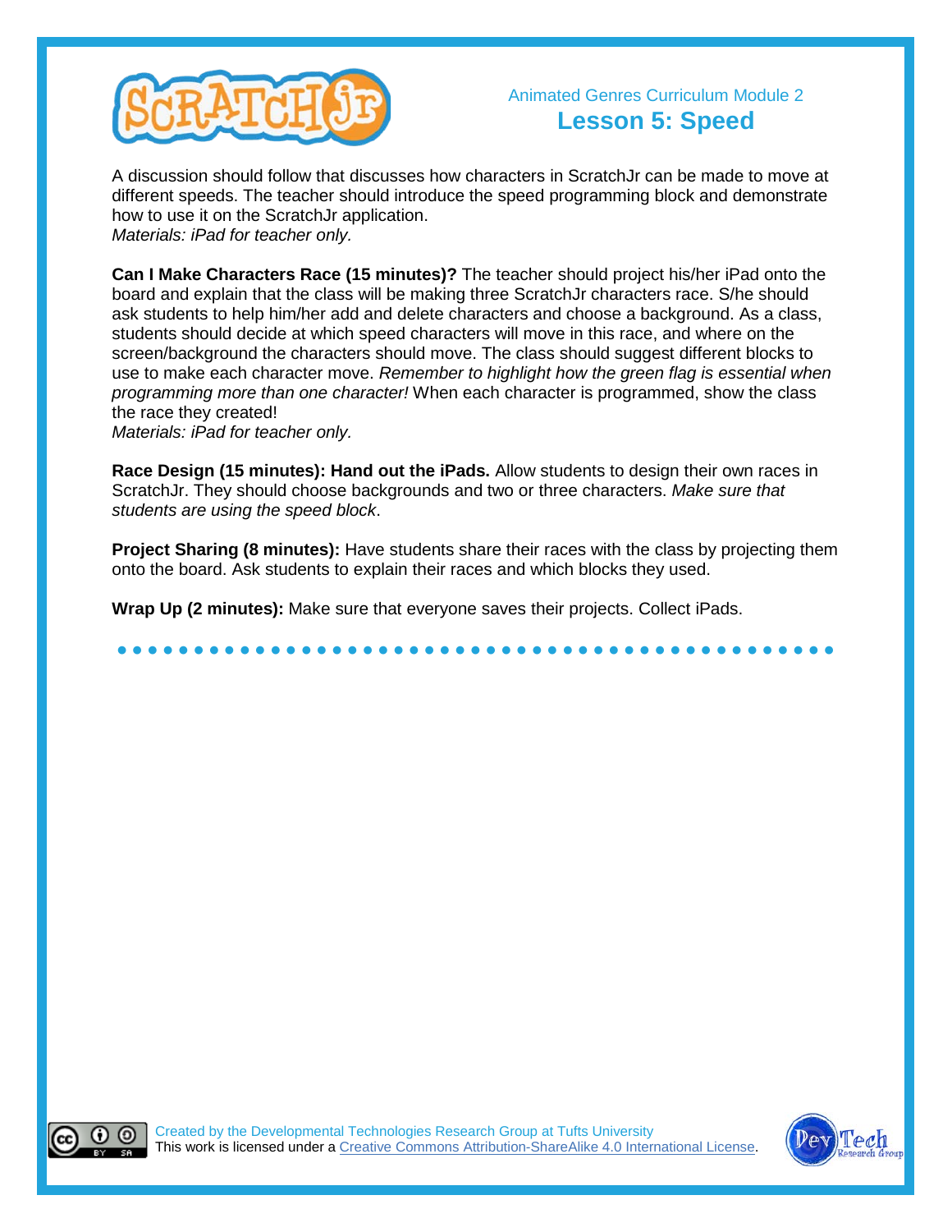A discussion should follow that discusses how characters in ScratchJr can be made to move at different speeds. The teacher should introduce the speed programming block and demonstrate how to use it on the ScratchJr application.
*Materials: iPad for teacher only.*

**Can I Make Characters Race (15 minutes)?** The teacher should project his/her iPad onto the board and explain that the class will be making three ScratchJr characters race. S/he should ask students to help him/her add and delete characters and choose a background. As a class, students should decide at which speed characters will move in this race, and where on the screen/background the characters should move. The class should suggest different blocks to use to make each character move. *Remember to highlight how the green flag is essential when programming more than one character!* When each character is programmed, show the class the race they created!
*Materials: iPad for teacher only.*

**Race Design (15 minutes): Hand out the iPads.** Allow students to design their own races in ScratchJr. They should choose backgrounds and two or three characters. *Make sure that students are using the speed block*.

**Project Sharing (8 minutes):** Have students share their races with the class by projecting them onto the board. Ask students to explain their races and which blocks they used.

**Wrap Up (2 minutes):** Make sure that everyone saves their projects. Collect iPads.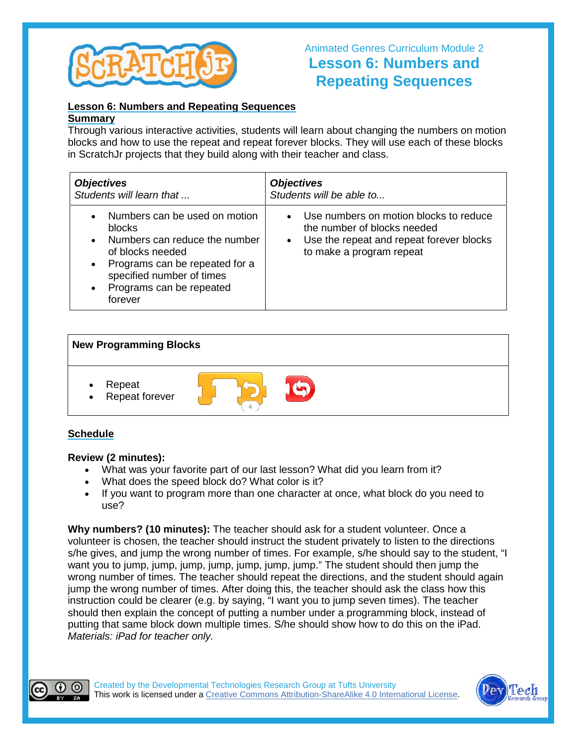Animated Genres Curriculum Module 2

# Lesson 6: Numbers and Repeating Sequences

## Lesson 6: Numbers and Repeating Sequences

**Summary**

Through various interactive activities, students will learn about changing the numbers on motion blocks and how to use the repeat and repeat forever blocks. They will use each of these blocks in ScratchJr projects that they build along with their teacher and class.

| ***Objectives*** *Students will learn that ...* | ***Objectives*** *Students will be able to...* |
|---|---|
| • Numbers can be used on motion blocks<br>• Numbers can reduce the number of blocks needed<br>• Programs can be repeated for a specified number of times<br>• Programs can be repeated forever | • Use numbers on motion blocks to reduce the number of blocks needed<br>• Use the repeat and repeat forever blocks to make a program repeat |

| **New Programming Blocks** |
|---|
| • Repeat<br>• Repeat forever |

## Schedule

**Review (2 minutes):**

- What was your favorite part of our last lesson? What did you learn from it?
- What does the speed block do? What color is it?
- If you want to program more than one character at once, what block do you need to use?

**Why numbers? (10 minutes):** The teacher should ask for a student volunteer. Once a volunteer is chosen, the teacher should instruct the student privately to listen to the directions s/he gives, and jump the wrong number of times. For example, s/he should say to the student, "I want you to jump, jump, jump, jump, jump, jump, jump." The student should then jump the wrong number of times. The teacher should repeat the directions, and the student should again jump the wrong number of times. After doing this, the teacher should ask the class how this instruction could be clearer (e.g. by saying, "I want you to jump seven times). The teacher should then explain the concept of putting a number under a programming block, instead of putting that same block down multiple times. S/he should show how to do this on the iPad. *Materials: iPad for teacher only.*

Created by the Developmental Technologies Research Group at Tufts University
This work is licensed under a Creative Commons Attribution-ShareAlike 4.0 International License.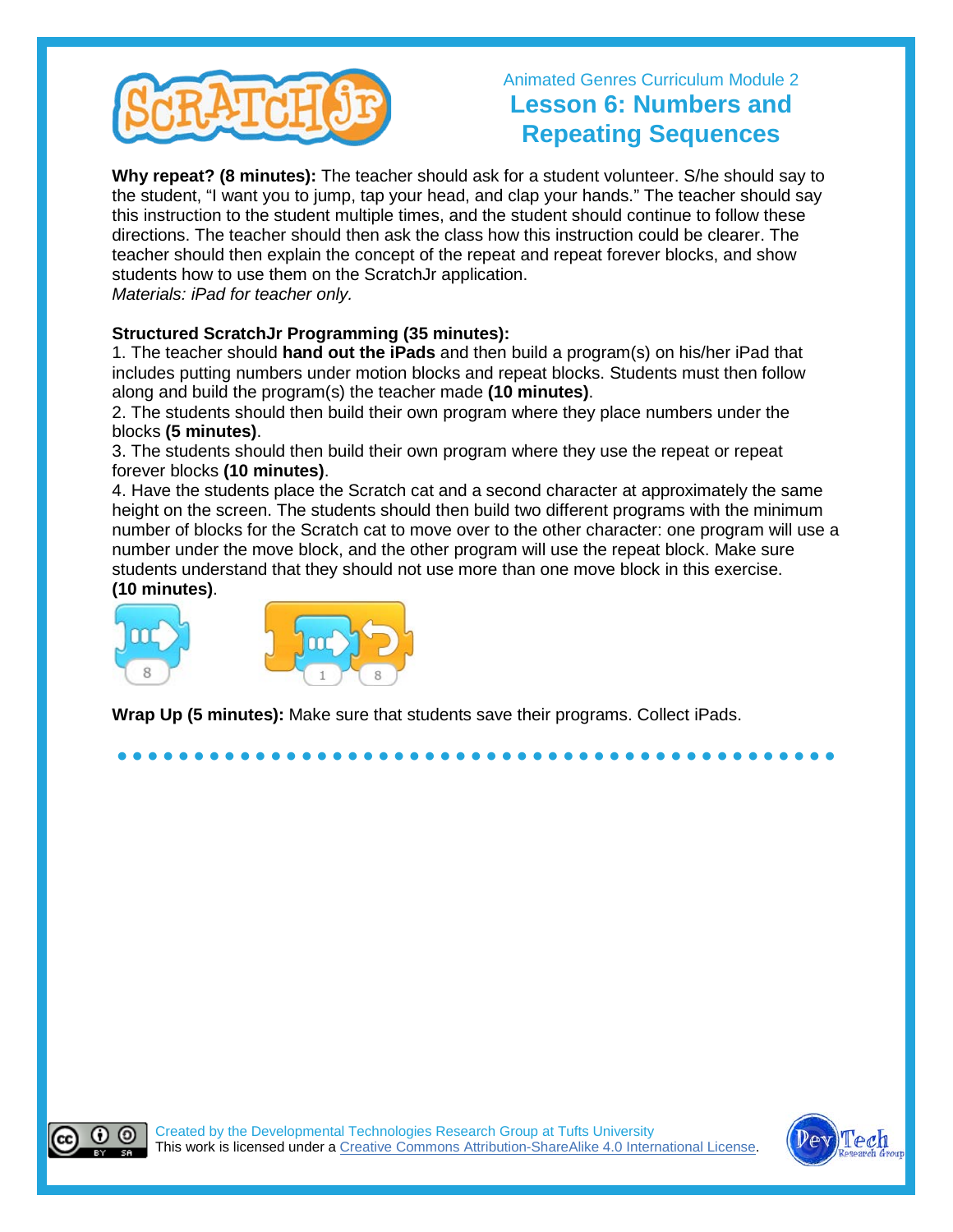Animated Genres Curriculum Module 2

# Lesson 6: Numbers and Repeating Sequences

**Why repeat? (8 minutes):** The teacher should ask for a student volunteer. S/he should say to the student, "I want you to jump, tap your head, and clap your hands." The teacher should say this instruction to the student multiple times, and the student should continue to follow these directions. The teacher should then ask the class how this instruction could be clearer. The teacher should then explain the concept of the repeat and repeat forever blocks, and show students how to use them on the ScratchJr application.
*Materials: iPad for teacher only.*

**Structured ScratchJr Programming (35 minutes):**
1. The teacher should **hand out the iPads** and then build a program(s) on his/her iPad that includes putting numbers under motion blocks and repeat blocks. Students must then follow along and build the program(s) the teacher made **(10 minutes)**.
2. The students should then build their own program where they place numbers under the blocks **(5 minutes)**.
3. The students should then build their own program where they use the repeat or repeat forever blocks **(10 minutes)**.
4. Have the students place the Scratch cat and a second character at approximately the same height on the screen. The students should then build two different programs with the minimum number of blocks for the Scratch cat to move over to the other character: one program will use a number under the move block, and the other program will use the repeat block. Make sure students understand that they should not use more than one move block in this exercise. **(10 minutes)**.

**Wrap Up (5 minutes):** Make sure that students save their programs. Collect iPads.

Created by the Developmental Technologies Research Group at Tufts University
This work is licensed under a Creative Commons Attribution-ShareAlike 4.0 International License.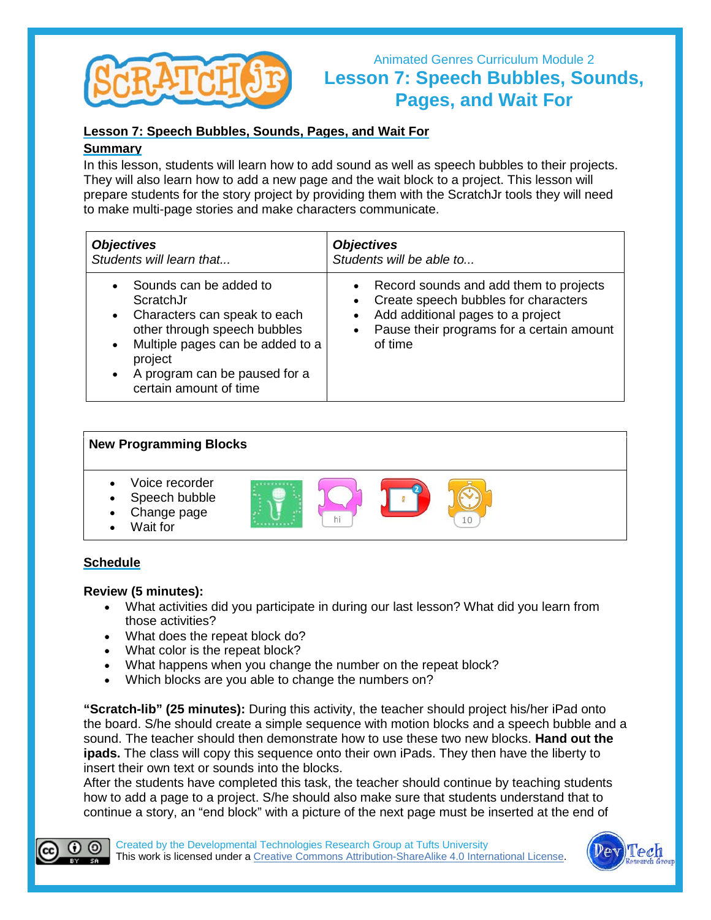Animated Genres Curriculum Module 2

# Lesson 7: Speech Bubbles, Sounds, Pages, and Wait For

## Lesson 7: Speech Bubbles, Sounds, Pages, and Wait For

### Summary

In this lesson, students will learn how to add sound as well as speech bubbles to their projects. They will also learn how to add a new page and the wait block to a project. This lesson will prepare students for the story project by providing them with the ScratchJr tools they will need to make multi-page stories and make characters communicate.

| ***Objectives*** *Students will learn that...* | ***Objectives*** *Students will be able to...* |
|---|---|
| • Sounds can be added to ScratchJr<br>• Characters can speak to each other through speech bubbles<br>• Multiple pages can be added to a project<br>• A program can be paused for a certain amount of time | • Record sounds and add them to projects<br>• Create speech bubbles for characters<br>• Add additional pages to a project<br>• Pause their programs for a certain amount of time |

| **New Programming Blocks** |
|---|
| • Voice recorder<br>• Speech bubble<br>• Change page<br>• Wait for |

### Schedule

**Review (5 minutes):**

- What activities did you participate in during our last lesson? What did you learn from those activities?
- What does the repeat block do?
- What color is the repeat block?
- What happens when you change the number on the repeat block?
- Which blocks are you able to change the numbers on?

**"Scratch-lib" (25 minutes):** During this activity, the teacher should project his/her iPad onto the board. S/he should create a simple sequence with motion blocks and a speech bubble and a sound. The teacher should then demonstrate how to use these two new blocks. **Hand out the ipads.** The class will copy this sequence onto their own iPads. They then have the liberty to insert their own text or sounds into the blocks.

After the students have completed this task, the teacher should continue by teaching students how to add a page to a project. S/he should also make sure that students understand that to continue a story, an "end block" with a picture of the next page must be inserted at the end of

Created by the Developmental Technologies Research Group at Tufts University
This work is licensed under a Creative Commons Attribution-ShareAlike 4.0 International License.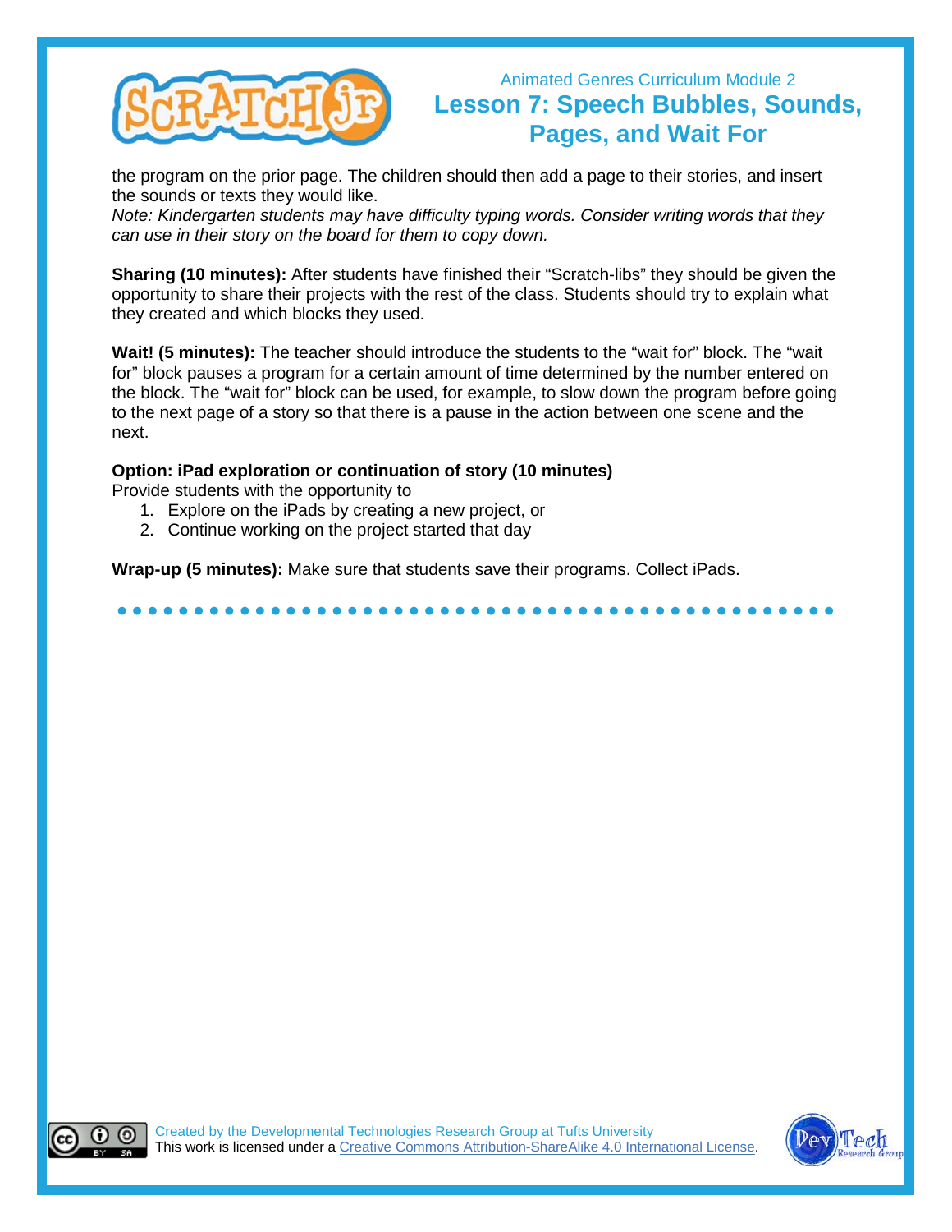the program on the prior page. The children should then add a page to their stories, and insert the sounds or texts they would like.
*Note: Kindergarten students may have difficulty typing words. Consider writing words that they can use in their story on the board for them to copy down.*

**Sharing (10 minutes):** After students have finished their "Scratch-libs" they should be given the opportunity to share their projects with the rest of the class. Students should try to explain what they created and which blocks they used.

**Wait! (5 minutes):** The teacher should introduce the students to the "wait for" block. The "wait for" block pauses a program for a certain amount of time determined by the number entered on the block. The "wait for" block can be used, for example, to slow down the program before going to the next page of a story so that there is a pause in the action between one scene and the next.

**Option: iPad exploration or continuation of story (10 minutes)**
Provide students with the opportunity to

1. Explore on the iPads by creating a new project, or
2. Continue working on the project started that day

**Wrap-up (5 minutes):** Make sure that students save their programs. Collect iPads.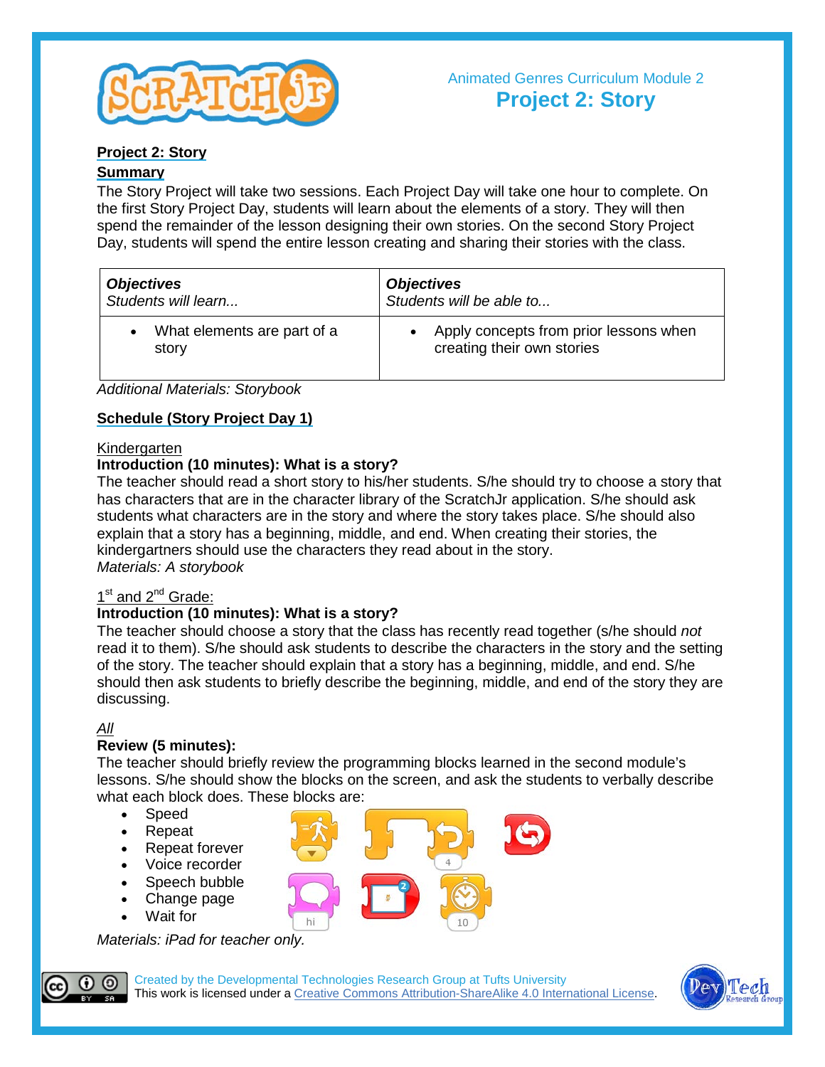Animated Genres Curriculum Module 2

**Project 2: Story**

## Project 2: Story

### Summary

The Story Project will take two sessions. Each Project Day will take one hour to complete. On the first Story Project Day, students will learn about the elements of a story. They will then spend the remainder of the lesson designing their own stories. On the second Story Project Day, students will spend the entire lesson creating and sharing their stories with the class.

| ***Objectives*** *Students will learn...* | ***Objectives*** *Students will be able to...* |
|---|---|
| • What elements are part of a story | • Apply concepts from prior lessons when creating their own stories |

*Additional Materials: Storybook*

### Schedule (Story Project Day 1)

Kindergarten

**Introduction (10 minutes): What is a story?**

The teacher should read a short story to his/her students. S/he should try to choose a story that has characters that are in the character library of the ScratchJr application. S/he should ask students what characters are in the story and where the story takes place. S/he should also explain that a story has a beginning, middle, and end. When creating their stories, the kindergartners should use the characters they read about in the story.

*Materials: A storybook*

1st and 2nd Grade:

**Introduction (10 minutes): What is a story?**

The teacher should choose a story that the class has recently read together (s/he should *not* read it to them). S/he should ask students to describe the characters in the story and the setting of the story. The teacher should explain that a story has a beginning, middle, and end. S/he should then ask students to briefly describe the beginning, middle, and end of the story they are discussing.

*All*

**Review (5 minutes):**

The teacher should briefly review the programming blocks learned in the second module's lessons. S/he should show the blocks on the screen, and ask the students to verbally describe what each block does. These blocks are:

- Speed
- Repeat
- Repeat forever
- Voice recorder
- Speech bubble
- Change page
- Wait for

*Materials: iPad for teacher only.*

Created by the Developmental Technologies Research Group at Tufts University
This work is licensed under a Creative Commons Attribution-ShareAlike 4.0 International License.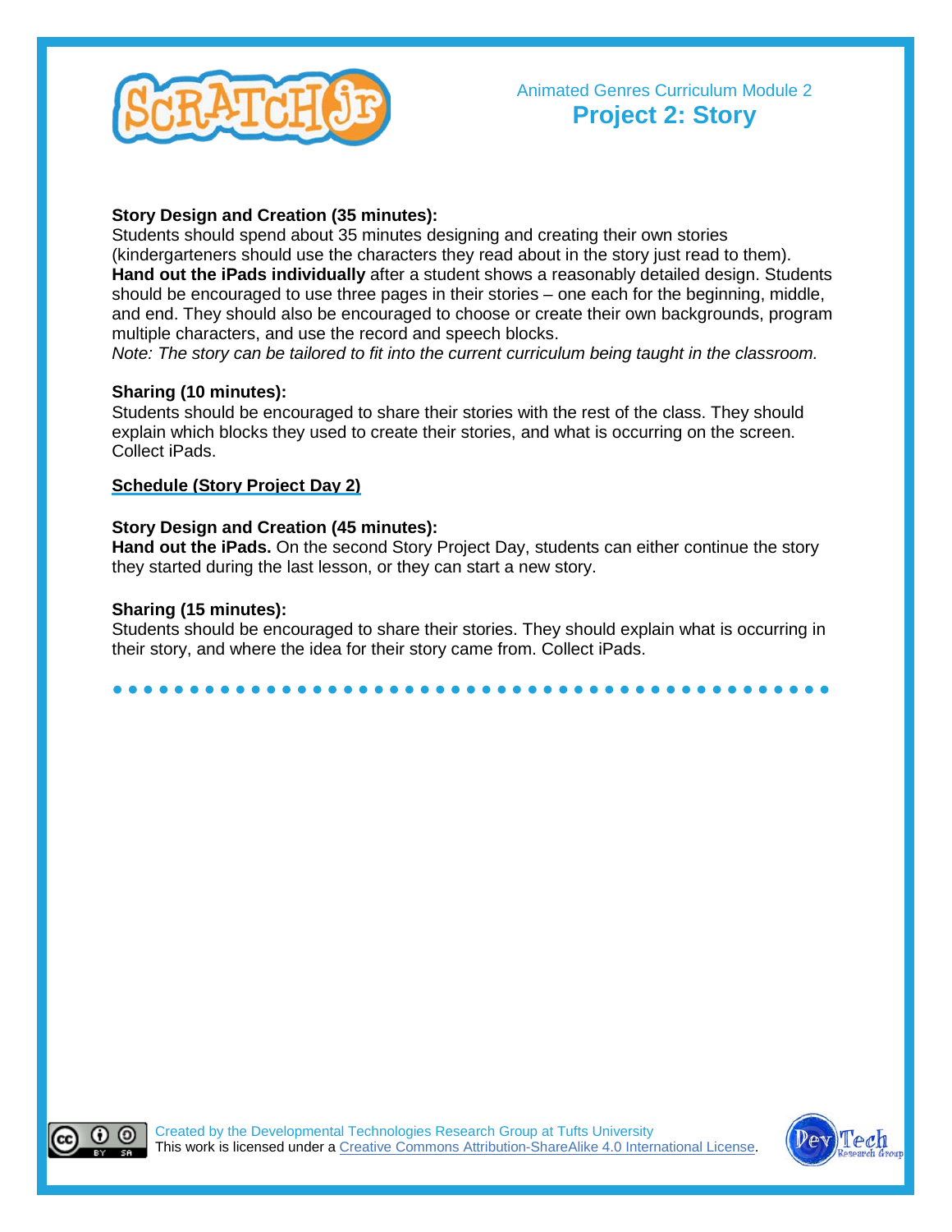**Story Design and Creation (35 minutes):**
Students should spend about 35 minutes designing and creating their own stories (kindergarteners should use the characters they read about in the story just read to them). **Hand out the iPads individually** after a student shows a reasonably detailed design. Students should be encouraged to use three pages in their stories – one each for the beginning, middle, and end. They should also be encouraged to choose or create their own backgrounds, program multiple characters, and use the record and speech blocks.
*Note: The story can be tailored to fit into the current curriculum being taught in the classroom.*

**Sharing (10 minutes):**
Students should be encouraged to share their stories with the rest of the class. They should explain which blocks they used to create their stories, and what is occurring on the screen. Collect iPads.

**Schedule (Story Project Day 2)**

**Story Design and Creation (45 minutes):**
**Hand out the iPads.** On the second Story Project Day, students can either continue the story they started during the last lesson, or they can start a new story.

**Sharing (15 minutes):**
Students should be encouraged to share their stories. They should explain what is occurring in their story, and where the idea for their story came from. Collect iPads.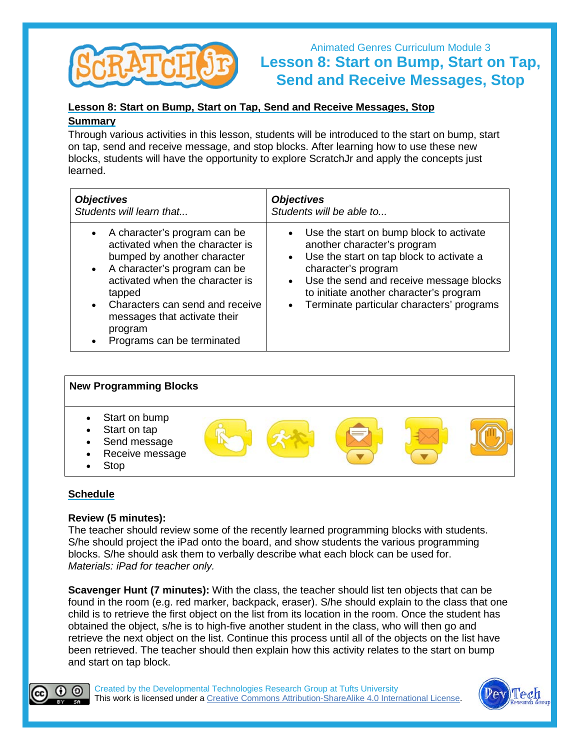Animated Genres Curriculum Module 3

# Lesson 8: Start on Bump, Start on Tap, Send and Receive Messages, Stop

## Lesson 8: Start on Bump, Start on Tap, Send and Receive Messages, Stop

### Summary

Through various activities in this lesson, students will be introduced to the start on bump, start on tap, send and receive message, and stop blocks. After learning how to use these new blocks, students will have the opportunity to explore ScratchJr and apply the concepts just learned.

| ***Objectives*** *Students will learn that...* | ***Objectives*** *Students will be able to...* |
| --- | --- |
| • A character's program can be activated when the character is bumped by another character<br>• A character's program can be activated when the character is tapped<br>• Characters can send and receive messages that activate their program<br>• Programs can be terminated | • Use the start on bump block to activate another character's program<br>• Use the start on tap block to activate a character's program<br>• Use the send and receive message blocks to initiate another character's program<br>• Terminate particular characters' programs |

**New Programming Blocks**

- Start on bump
- Start on tap
- Send message
- Receive message
- Stop

### Schedule

**Review (5 minutes):**
The teacher should review some of the recently learned programming blocks with students. S/he should project the iPad onto the board, and show students the various programming blocks. S/he should ask them to verbally describe what each block can be used for.
*Materials: iPad for teacher only.*

**Scavenger Hunt (7 minutes):** With the class, the teacher should list ten objects that can be found in the room (e.g. red marker, backpack, eraser). S/he should explain to the class that one child is to retrieve the first object on the list from its location in the room. Once the student has obtained the object, s/he is to high-five another student in the class, who will then go and retrieve the next object on the list. Continue this process until all of the objects on the list have been retrieved. The teacher should then explain how this activity relates to the start on bump and start on tap block.

Created by the Developmental Technologies Research Group at Tufts University
This work is licensed under a Creative Commons Attribution-ShareAlike 4.0 International License.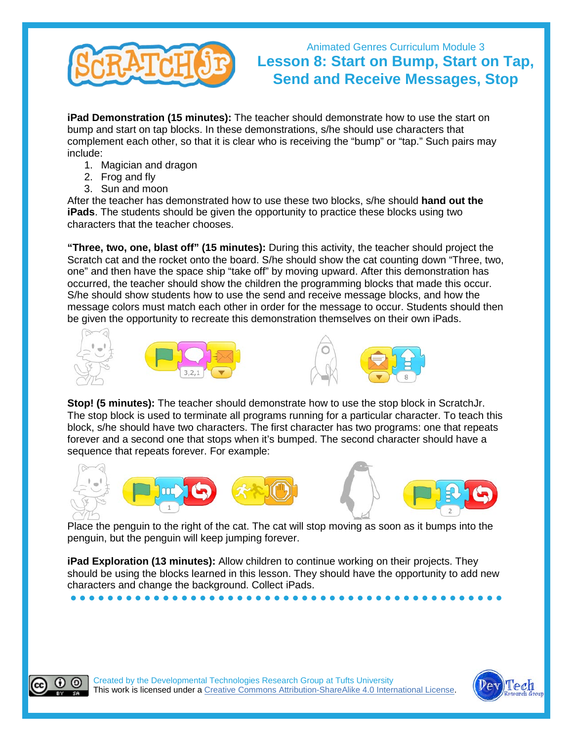Animated Genres Curriculum Module 3

# Lesson 8: Start on Bump, Start on Tap, Send and Receive Messages, Stop

**iPad Demonstration (15 minutes):** The teacher should demonstrate how to use the start on bump and start on tap blocks. In these demonstrations, s/he should use characters that complement each other, so that it is clear who is receiving the "bump" or "tap." Such pairs may include:

1. Magician and dragon
2. Frog and fly
3. Sun and moon

After the teacher has demonstrated how to use these two blocks, s/he should **hand out the iPads**. The students should be given the opportunity to practice these blocks using two characters that the teacher chooses.

**"Three, two, one, blast off" (15 minutes):** During this activity, the teacher should project the Scratch cat and the rocket onto the board. S/he should show the cat counting down "Three, two, one" and then have the space ship "take off" by moving upward. After this demonstration has occurred, the teacher should show the children the programming blocks that made this occur. S/he should show students how to use the send and receive message blocks, and how the message colors must match each other in order for the message to occur. Students should then be given the opportunity to recreate this demonstration themselves on their own iPads.

**Stop! (5 minutes):** The teacher should demonstrate how to use the stop block in ScratchJr. The stop block is used to terminate all programs running for a particular character. To teach this block, s/he should have two characters. The first character has two programs: one that repeats forever and a second one that stops when it's bumped. The second character should have a sequence that repeats forever. For example:

Place the penguin to the right of the cat. The cat will stop moving as soon as it bumps into the penguin, but the penguin will keep jumping forever.

**iPad Exploration (13 minutes):** Allow children to continue working on their projects. They should be using the blocks learned in this lesson. They should have the opportunity to add new characters and change the background. Collect iPads.

Created by the Developmental Technologies Research Group at Tufts University
This work is licensed under a Creative Commons Attribution-ShareAlike 4.0 International License.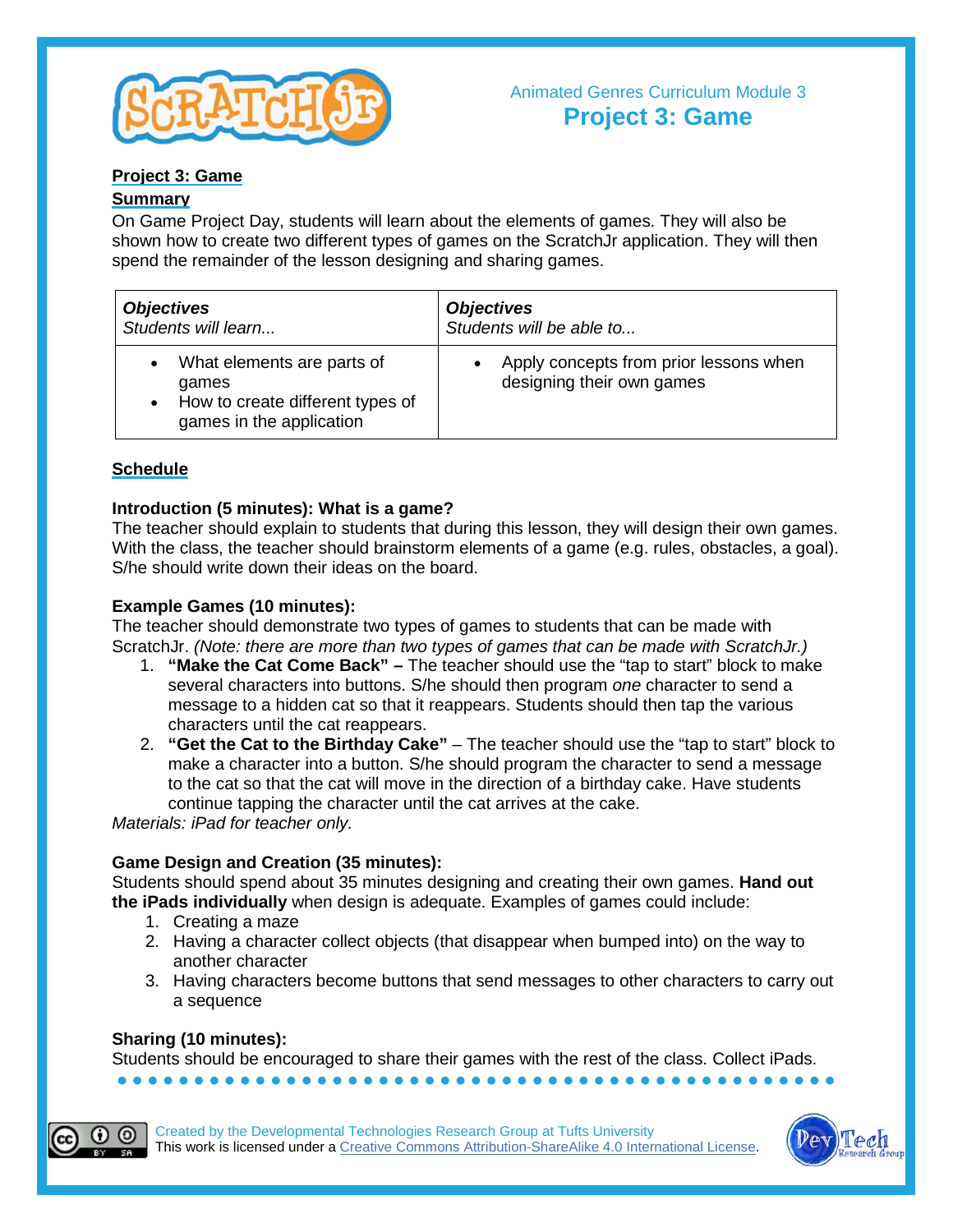Animated Genres Curriculum Module 3

# Project 3: Game

**Project 3: Game**

**Summary**

On Game Project Day, students will learn about the elements of games. They will also be shown how to create two different types of games on the ScratchJr application. They will then spend the remainder of the lesson designing and sharing games.

| ***Objectives*** *Students will learn...* | ***Objectives*** *Students will be able to...* |
|---|---|
| • What elements are parts of games<br>• How to create different types of games in the application | • Apply concepts from prior lessons when designing their own games |

## Schedule

**Introduction (5 minutes): What is a game?**
The teacher should explain to students that during this lesson, they will design their own games. With the class, the teacher should brainstorm elements of a game (e.g. rules, obstacles, a goal). S/he should write down their ideas on the board.

**Example Games (10 minutes):**
The teacher should demonstrate two types of games to students that can be made with ScratchJr. *(Note: there are more than two types of games that can be made with ScratchJr.)*

1. **"Make the Cat Come Back" –** The teacher should use the "tap to start" block to make several characters into buttons. S/he should then program *one* character to send a message to a hidden cat so that it reappears. Students should then tap the various characters until the cat reappears.
2. **"Get the Cat to the Birthday Cake"** – The teacher should use the "tap to start" block to make a character into a button. S/he should program the character to send a message to the cat so that the cat will move in the direction of a birthday cake. Have students continue tapping the character until the cat arrives at the cake.

*Materials: iPad for teacher only.*

**Game Design and Creation (35 minutes):**
Students should spend about 35 minutes designing and creating their own games. **Hand out the iPads individually** when design is adequate. Examples of games could include:

1. Creating a maze
2. Having a character collect objects (that disappear when bumped into) on the way to another character
3. Having characters become buttons that send messages to other characters to carry out a sequence

**Sharing (10 minutes):**
Students should be encouraged to share their games with the rest of the class. Collect iPads.

Created by the Developmental Technologies Research Group at Tufts University
This work is licensed under a Creative Commons Attribution-ShareAlike 4.0 International License.